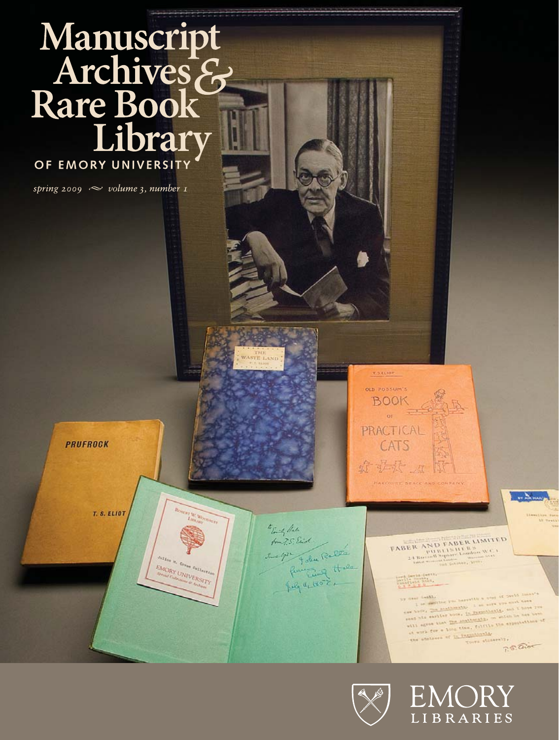# Manuscript Archives & Rare Book Library

OF EMORY UNIVERSITY

*spring 2009 ~ volume 3, number 1*

EMORY LIBRARIES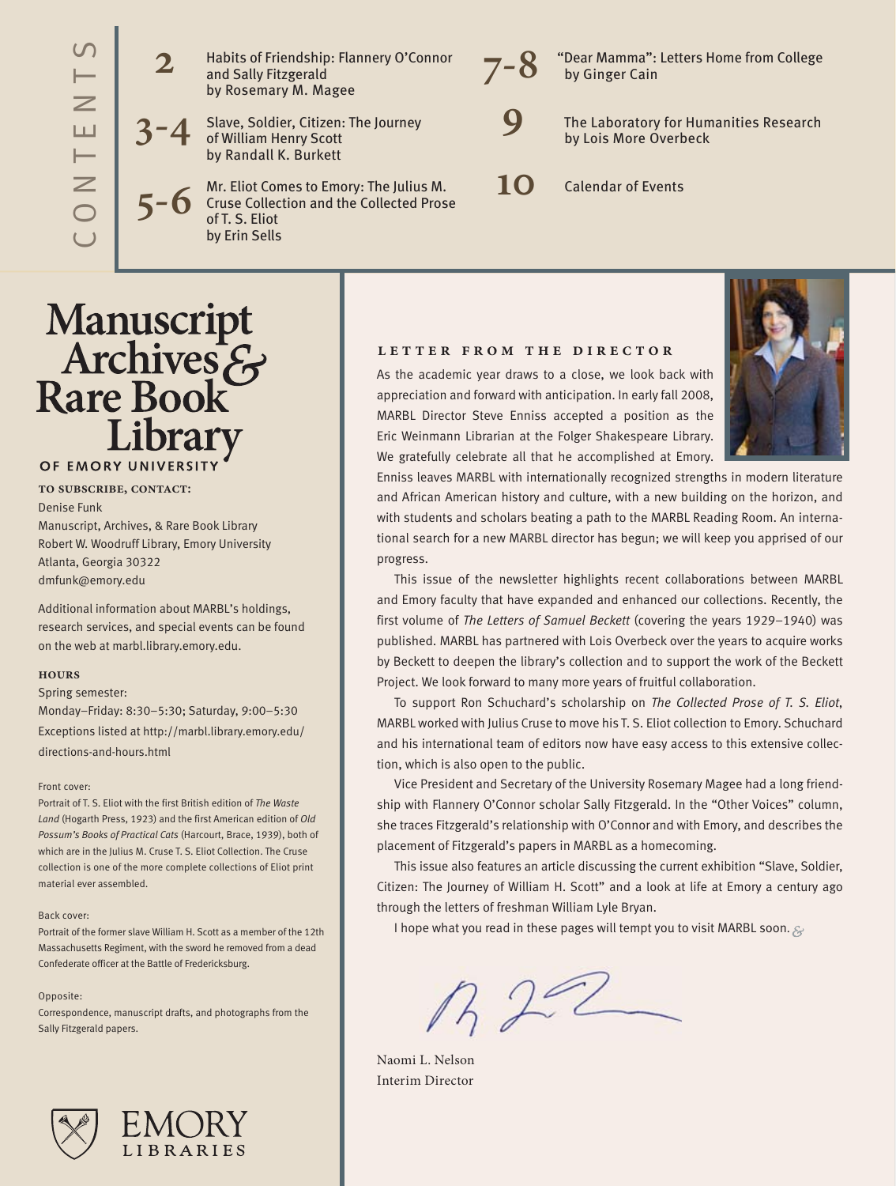# CONTENTS

**2** Habits of Friendship: Flannery O'Connor and Sally Fitzgerald by Rosemary M. Magee

**3-4** Slave, Soldier, Citizen: The Journey of William Henry Scott by Randall K. Burkett

**5-6** Mr. Eliot Comes to Emory: The Julius M. Cruse Collection and the Collected Prose of T. S. Eliot by Erin Sells

**7-8** "Dear Mamma": Letters Home from College by Ginger Cain

**9** The Laboratory for Humanities Research by Lois More Overbeck

**10** Calendar of Events

# Manuscript Archives & Rare Book Library

OF EMORY UNIVERSITY

**TO SUBSCRIBE, CONTACT:**

Denise Funk
Manuscript, Archives, & Rare Book Library
Robert W. Woodruff Library, Emory University
Atlanta, Georgia 30322
dmfunk@emory.edu

Additional information about MARBL's holdings, research services, and special events can be found on the web at marbl.library.emory.edu.

**HOURS**

Spring semester:
Monday–Friday: 8:30–5:30; Saturday, 9:00–5:30
Exceptions listed at http://marbl.library.emory.edu/directions-and-hours.html

Front cover:
Portrait of T. S. Eliot with the first British edition of *The Waste Land* (Hogarth Press, 1923) and the first American edition of *Old Possum's Books of Practical Cats* (Harcourt, Brace, 1939), both of which are in the Julius M. Cruse T. S. Eliot Collection. The Cruse collection is one of the more complete collections of Eliot print material ever assembled.

Back cover:
Portrait of the former slave William H. Scott as a member of the 12th Massachusetts Regiment, with the sword he removed from a dead Confederate officer at the Battle of Fredericksburg.

Opposite:
Correspondence, manuscript drafts, and photographs from the Sally Fitzgerald papers.

EMORY LIBRARIES

## LETTER FROM THE DIRECTOR

As the academic year draws to a close, we look back with appreciation and forward with anticipation. In early fall 2008, MARBL Director Steve Enniss accepted a position as the Eric Weinmann Librarian at the Folger Shakespeare Library. We gratefully celebrate all that he accomplished at Emory. Enniss leaves MARBL with internationally recognized strengths in modern literature and African American history and culture, with a new building on the horizon, and with students and scholars beating a path to the MARBL Reading Room. An international search for a new MARBL director has begun; we will keep you apprised of our progress.

This issue of the newsletter highlights recent collaborations between MARBL and Emory faculty that have expanded and enhanced our collections. Recently, the first volume of *The Letters of Samuel Beckett* (covering the years 1929–1940) was published. MARBL has partnered with Lois Overbeck over the years to acquire works by Beckett to deepen the library's collection and to support the work of the Beckett Project. We look forward to many more years of fruitful collaboration.

To support Ron Schuchard's scholarship on *The Collected Prose of T. S. Eliot*, MARBL worked with Julius Cruse to move his T. S. Eliot collection to Emory. Schuchard and his international team of editors now have easy access to this extensive collection, which is also open to the public.

Vice President and Secretary of the University Rosemary Magee had a long friendship with Flannery O'Connor scholar Sally Fitzgerald. In the "Other Voices" column, she traces Fitzgerald's relationship with O'Connor and with Emory, and describes the placement of Fitzgerald's papers in MARBL as a homecoming.

This issue also features an article discussing the current exhibition "Slave, Soldier, Citizen: The Journey of William H. Scott" and a look at life at Emory a century ago through the letters of freshman William Lyle Bryan.

I hope what you read in these pages will tempt you to visit MARBL soon.

Naomi L. Nelson
Interim Director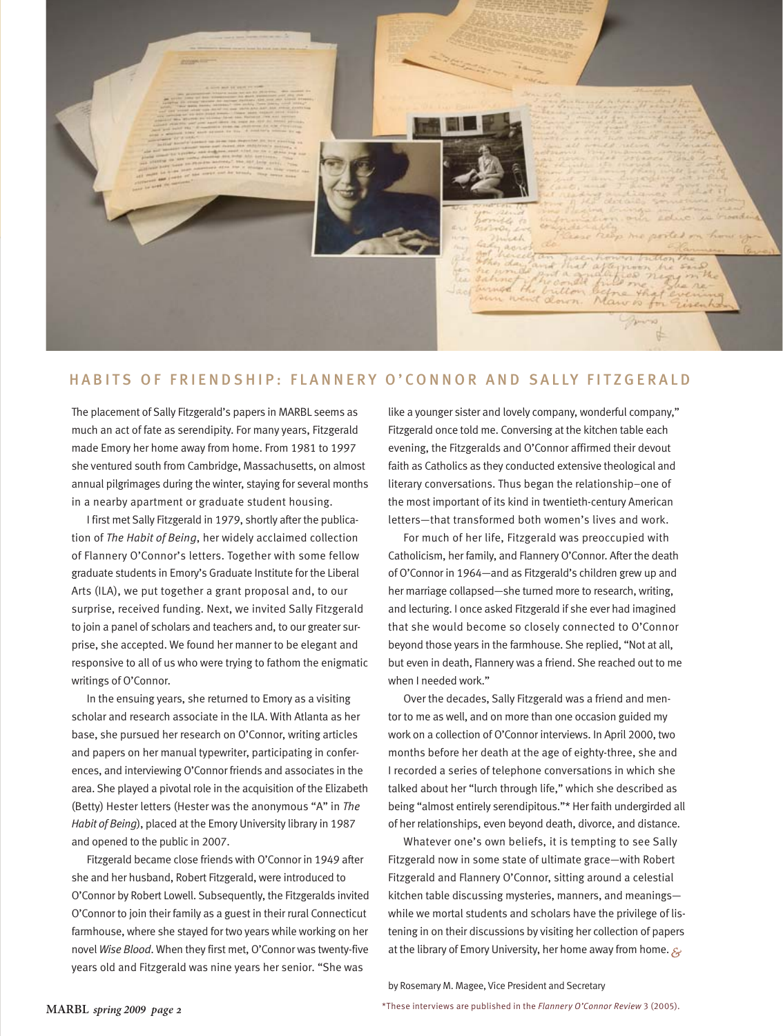## HABITS OF FRIENDSHIP: FLANNERY O'CONNOR AND SALLY FITZGERALD

The placement of Sally Fitzgerald's papers in MARBL seems as much an act of fate as serendipity. For many years, Fitzgerald made Emory her home away from home. From 1981 to 1997 she ventured south from Cambridge, Massachusetts, on almost annual pilgrimages during the winter, staying for several months in a nearby apartment or graduate student housing.

I first met Sally Fitzgerald in 1979, shortly after the publication of *The Habit of Being*, her widely acclaimed collection of Flannery O'Connor's letters. Together with some fellow graduate students in Emory's Graduate Institute for the Liberal Arts (ILA), we put together a grant proposal and, to our surprise, received funding. Next, we invited Sally Fitzgerald to join a panel of scholars and teachers and, to our greater surprise, she accepted. We found her manner to be elegant and responsive to all of us who were trying to fathom the enigmatic writings of O'Connor.

In the ensuing years, she returned to Emory as a visiting scholar and research associate in the ILA. With Atlanta as her base, she pursued her research on O'Connor, writing articles and papers on her manual typewriter, participating in conferences, and interviewing O'Connor friends and associates in the area. She played a pivotal role in the acquisition of the Elizabeth (Betty) Hester letters (Hester was the anonymous "A" in *The Habit of Being*), placed at the Emory University library in 1987 and opened to the public in 2007.

Fitzgerald became close friends with O'Connor in 1949 after she and her husband, Robert Fitzgerald, were introduced to O'Connor by Robert Lowell. Subsequently, the Fitzgeralds invited O'Connor to join their family as a guest in their rural Connecticut farmhouse, where she stayed for two years while working on her novel *Wise Blood*. When they first met, O'Connor was twenty-five years old and Fitzgerald was nine years her senior. "She was like a younger sister and lovely company, wonderful company," Fitzgerald once told me. Conversing at the kitchen table each evening, the Fitzgeralds and O'Connor affirmed their devout faith as Catholics as they conducted extensive theological and literary conversations. Thus began the relationship–one of the most important of its kind in twentieth-century American letters—that transformed both women's lives and work.

For much of her life, Fitzgerald was preoccupied with Catholicism, her family, and Flannery O'Connor. After the death of O'Connor in 1964—and as Fitzgerald's children grew up and her marriage collapsed—she turned more to research, writing, and lecturing. I once asked Fitzgerald if she ever had imagined that she would become so closely connected to O'Connor beyond those years in the farmhouse. She replied, "Not at all, but even in death, Flannery was a friend. She reached out to me when I needed work."

Over the decades, Sally Fitzgerald was a friend and mentor to me as well, and on more than one occasion guided my work on a collection of O'Connor interviews. In April 2000, two months before her death at the age of eighty-three, she and I recorded a series of telephone conversations in which she talked about her "lurch through life," which she described as being "almost entirely serendipitous."* Her faith undergirded all of her relationships, even beyond death, divorce, and distance.

Whatever one's own beliefs, it is tempting to see Sally Fitzgerald now in some state of ultimate grace—with Robert Fitzgerald and Flannery O'Connor, sitting around a celestial kitchen table discussing mysteries, manners, and meanings—while we mortal students and scholars have the privilege of listening in on their discussions by visiting her collection of papers at the library of Emory University, her home away from home. &

by Rosemary M. Magee, Vice President and Secretary

*These interviews are published in the *Flannery O'Connor Review* 3 (2005).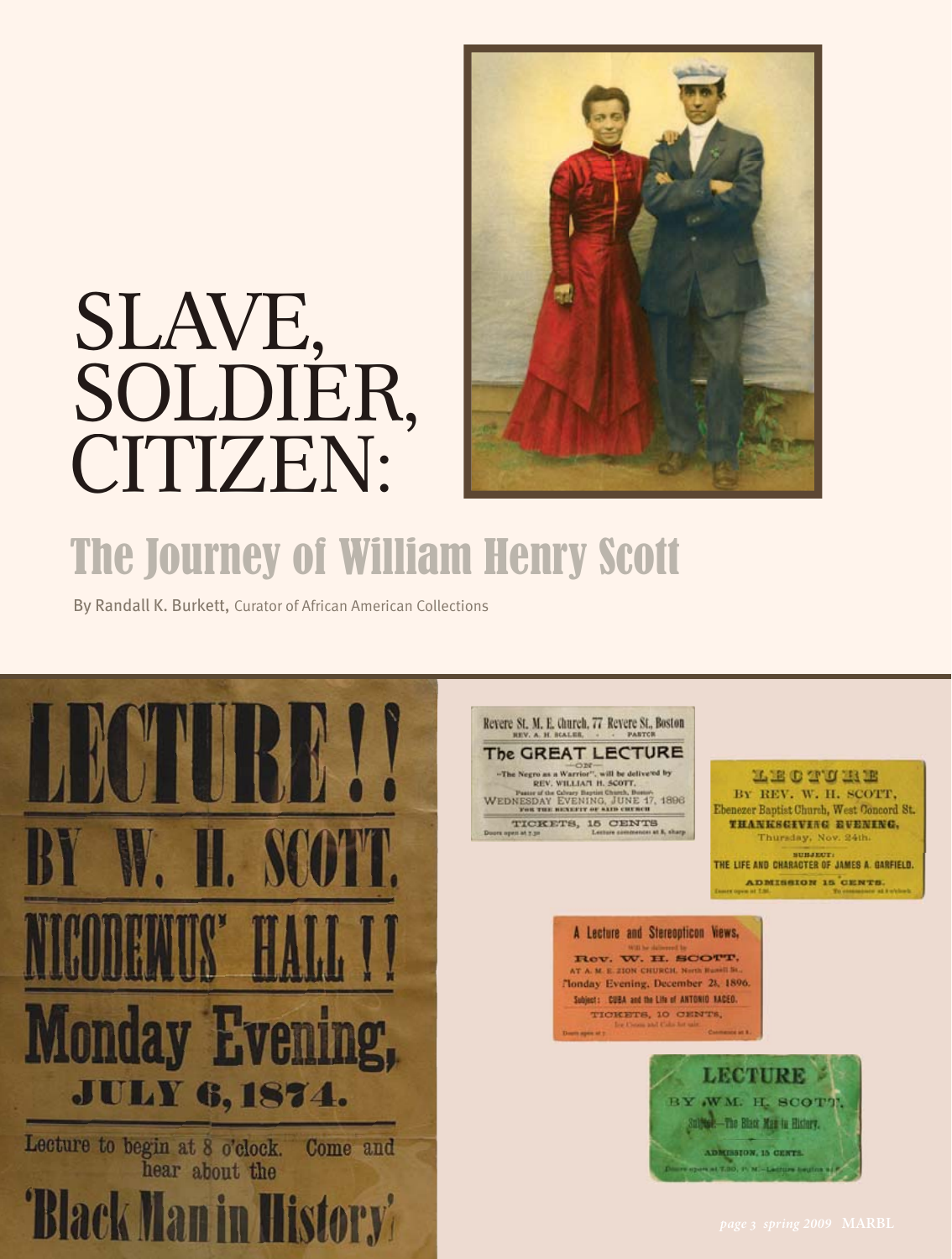# SLAVE, SOLDIER, CITIZEN:

## The Journey of William Henry Scott

By Randall K. Burkett, Curator of African American Collections

LECTURE!! BY W. H. SCOTT. NICODEMUS' HALL!! Monday Evening, JULY 6, 1874. Lecture to begin at 8 o'clock. Come and hear about the 'Black Man in History'

Revere St. M. E. Church, 77 Revere St., Boston
REV. A. H. SCALES, PASTOR
The GREAT LECTURE
—ON—
"The Negro as a Warrior", will be delivered by
REV. WILLIAM H. SCOTT,
Pastor of the Calvary Baptist Church, Boston.
WEDNESDAY EVENING, JUNE 17, 1896
FOR THE BENEFIT OF SAID CHURCH
TICKETS, 15 CENTS
Doors open at 7.30 Lecture commences at 8, sharp

LECTURE
BY REV. W. H. SCOTT,
Ebenezer Baptist Church, West Concord St.
THANKSGIVING EVENING,
Thursday, Nov. 24th.
SUBJECT:
THE LIFE AND CHARACTER OF JAMES A. GARFIELD.
ADMISSION 15 CENTS.

A Lecture and Stereopticon Views,
Will be delivered by
Rev. W. H. SCOTT,
AT A. M. E. ZION CHURCH, North Russell St.,
Monday Evening, December 21, 1896.
Subject: CUBA and the Life of ANTONIO MACEO.
TICKETS, 10 CENTS,
Ice Cream and Cake for sale.

LECTURE
BY WM. H. SCOTT.
Subject—The Black Man in History.
ADMISSION, 15 CENTS.
Doors open at 7.30, P. M.—Lecture begins at 8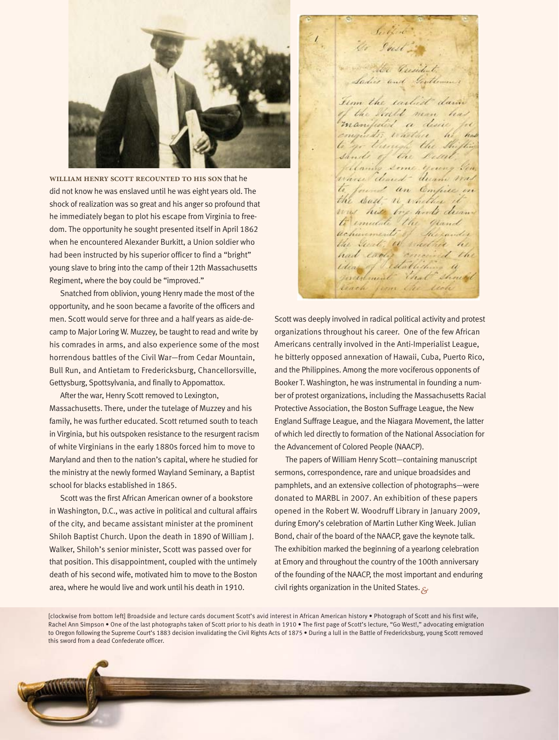**WILLIAM HENRY SCOTT RECOUNTED TO HIS SON** that he did not know he was enslaved until he was eight years old. The shock of realization was so great and his anger so profound that he immediately began to plot his escape from Virginia to freedom. The opportunity he sought presented itself in April 1862 when he encountered Alexander Burkitt, a Union soldier who had been instructed by his superior officer to find a "bright" young slave to bring into the camp of their 12th Massachusetts Regiment, where the boy could be "improved."

Snatched from oblivion, young Henry made the most of the opportunity, and he soon became a favorite of the officers and men. Scott would serve for three and a half years as aide-de-camp to Major Loring W. Muzzey, be taught to read and write by his comrades in arms, and also experience some of the most horrendous battles of the Civil War—from Cedar Mountain, Bull Run, and Antietam to Fredericksburg, Chancellorsville, Gettysburg, Spottsylvania, and finally to Appomattox.

After the war, Henry Scott removed to Lexington, Massachusetts. There, under the tutelage of Muzzey and his family, he was further educated. Scott returned south to teach in Virginia, but his outspoken resistance to the resurgent racism of white Virginians in the early 1880s forced him to move to Maryland and then to the nation's capital, where he studied for the ministry at the newly formed Wayland Seminary, a Baptist school for blacks established in 1865.

Scott was the first African American owner of a bookstore in Washington, D.C., was active in political and cultural affairs of the city, and became assistant minister at the prominent Shiloh Baptist Church. Upon the death in 1890 of William J. Walker, Shiloh's senior minister, Scott was passed over for that position. This disappointment, coupled with the untimely death of his second wife, motivated him to move to the Boston area, where he would live and work until his death in 1910.

Scott was deeply involved in radical political activity and protest organizations throughout his career. One of the few African Americans centrally involved in the Anti-Imperialist League, he bitterly opposed annexation of Hawaii, Cuba, Puerto Rico, and the Philippines. Among the more vociferous opponents of Booker T. Washington, he was instrumental in founding a number of protest organizations, including the Massachusetts Racial Protective Association, the Boston Suffrage League, the New England Suffrage League, and the Niagara Movement, the latter of which led directly to formation of the National Association for the Advancement of Colored People (NAACP).

The papers of William Henry Scott—containing manuscript sermons, correspondence, rare and unique broadsides and pamphlets, and an extensive collection of photographs—were donated to MARBL in 2007. An exhibition of these papers opened in the Robert W. Woodruff Library in January 2009, during Emory's celebration of Martin Luther King Week. Julian Bond, chair of the board of the NAACP, gave the keynote talk. The exhibition marked the beginning of a yearlong celebration at Emory and throughout the country of the 100th anniversary of the founding of the NAACP, the most important and enduring civil rights organization in the United States.

[clockwise from bottom left] Broadside and lecture cards document Scott's avid interest in African American history • Photograph of Scott and his first wife, Rachel Ann Simpson • One of the last photographs taken of Scott prior to his death in 1910 • The first page of Scott's lecture, "Go West!," advocating emigration to Oregon following the Supreme Court's 1883 decision invalidating the Civil Rights Acts of 1875 • During a lull in the Battle of Fredericksburg, young Scott removed this sword from a dead Confederate officer.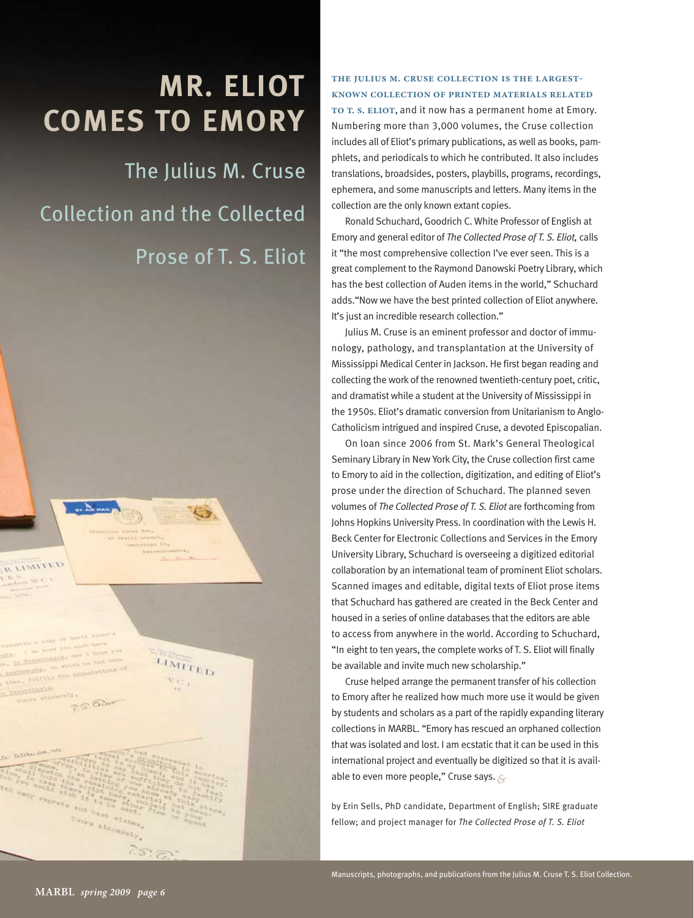# MR. ELIOT COMES TO EMORY

## The Julius M. Cruse Collection and the Collected Prose of T. S. Eliot

**THE JULIUS M. CRUSE COLLECTION IS THE LARGEST-KNOWN COLLECTION OF PRINTED MATERIALS RELATED TO T. S. ELIOT**, and it now has a permanent home at Emory. Numbering more than 3,000 volumes, the Cruse collection includes all of Eliot's primary publications, as well as books, pamphlets, and periodicals to which he contributed. It also includes translations, broadsides, posters, playbills, programs, recordings, ephemera, and some manuscripts and letters. Many items in the collection are the only known extant copies.

Ronald Schuchard, Goodrich C. White Professor of English at Emory and general editor of *The Collected Prose of T. S. Eliot,* calls it "the most comprehensive collection I've ever seen. This is a great complement to the Raymond Danowski Poetry Library, which has the best collection of Auden items in the world," Schuchard adds."Now we have the best printed collection of Eliot anywhere. It's just an incredible research collection."

Julius M. Cruse is an eminent professor and doctor of immunology, pathology, and transplantation at the University of Mississippi Medical Center in Jackson. He first began reading and collecting the work of the renowned twentieth-century poet, critic, and dramatist while a student at the University of Mississippi in the 1950s. Eliot's dramatic conversion from Unitarianism to Anglo-Catholicism intrigued and inspired Cruse, a devoted Episcopalian.

On loan since 2006 from St. Mark's General Theological Seminary Library in New York City, the Cruse collection first came to Emory to aid in the collection, digitization, and editing of Eliot's prose under the direction of Schuchard. The planned seven volumes of *The Collected Prose of T. S. Eliot* are forthcoming from Johns Hopkins University Press. In coordination with the Lewis H. Beck Center for Electronic Collections and Services in the Emory University Library, Schuchard is overseeing a digitized editorial collaboration by an international team of prominent Eliot scholars. Scanned images and editable, digital texts of Eliot prose items that Schuchard has gathered are created in the Beck Center and housed in a series of online databases that the editors are able to access from anywhere in the world. According to Schuchard, "In eight to ten years, the complete works of T. S. Eliot will finally be available and invite much new scholarship."

Cruse helped arrange the permanent transfer of his collection to Emory after he realized how much more use it would be given by students and scholars as a part of the rapidly expanding literary collections in MARBL. "Emory has rescued an orphaned collection that was isolated and lost. I am ecstatic that it can be used in this international project and eventually be digitized so that it is available to even more people," Cruse says.

by Erin Sells, PhD candidate, Department of English; SIRE graduate fellow; and project manager for *The Collected Prose of T. S. Eliot*

Manuscripts, photographs, and publications from the Julius M. Cruse T. S. Eliot Collection.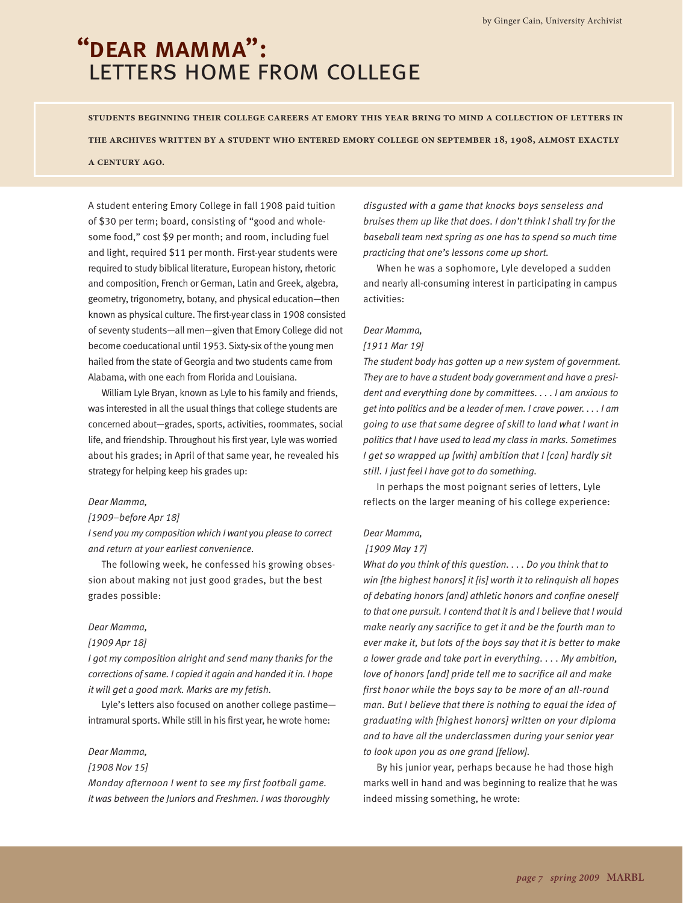by Ginger Cain, University Archivist

# "Dear Mamma": Letters Home from College

**Students beginning their college careers at Emory this year bring to mind a collection of letters in the archives written by a student who entered Emory College on September 18, 1908, almost exactly a century ago.**

A student entering Emory College in fall 1908 paid tuition of $30 per term; board, consisting of "good and wholesome food," cost $9 per month; and room, including fuel and light, required $11 per month. First-year students were required to study biblical literature, European history, rhetoric and composition, French or German, Latin and Greek, algebra, geometry, trigonometry, botany, and physical education—then known as physical culture. The first-year class in 1908 consisted of seventy students—all men—given that Emory College did not become coeducational until 1953. Sixty-six of the young men hailed from the state of Georgia and two students came from Alabama, with one each from Florida and Louisiana.

William Lyle Bryan, known as Lyle to his family and friends, was interested in all the usual things that college students are concerned about—grades, sports, activities, roommates, social life, and friendship. Throughout his first year, Lyle was worried about his grades; in April of that same year, he revealed his strategy for helping keep his grades up:

*Dear Mamma,*
*[1909–before Apr 18]*
*I send you my composition which I want you please to correct and return at your earliest convenience.*

The following week, he confessed his growing obsession about making not just good grades, but the best grades possible:

*Dear Mamma,*
*[1909 Apr 18]*
*I got my composition alright and send many thanks for the corrections of same. I copied it again and handed it in. I hope it will get a good mark. Marks are my fetish.*

Lyle's letters also focused on another college pastime—intramural sports. While still in his first year, he wrote home:

*Dear Mamma,*
*[1908 Nov 15]*
*Monday afternoon I went to see my first football game. It was between the Juniors and Freshmen. I was thoroughly disgusted with a game that knocks boys senseless and bruises them up like that does. I don't think I shall try for the baseball team next spring as one has to spend so much time practicing that one's lessons come up short.*

When he was a sophomore, Lyle developed a sudden and nearly all-consuming interest in participating in campus activities:

*Dear Mamma,*
*[1911 Mar 19]*
*The student body has gotten up a new system of government. They are to have a student body government and have a president and everything done by committees. . . . I am anxious to get into politics and be a leader of men. I crave power. . . . I am going to use that same degree of skill to land what I want in politics that I have used to lead my class in marks. Sometimes I get so wrapped up [with] ambition that I [can] hardly sit still. I just feel I have got to do something.*

In perhaps the most poignant series of letters, Lyle reflects on the larger meaning of his college experience:

*Dear Mamma,*
*[1909 May 17]*
*What do you think of this question. . . . Do you think that to win [the highest honors] it [is] worth it to relinquish all hopes of debating honors [and] athletic honors and confine oneself to that one pursuit. I contend that it is and I believe that I would make nearly any sacrifice to get it and be the fourth man to ever make it, but lots of the boys say that it is better to make a lower grade and take part in everything. . . . My ambition, love of honors [and] pride tell me to sacrifice all and make first honor while the boys say to be more of an all-round man. But I believe that there is nothing to equal the idea of graduating with [highest honors] written on your diploma and to have all the underclassmen during your senior year to look upon you as one grand [fellow].*

By his junior year, perhaps because he had those high marks well in hand and was beginning to realize that he was indeed missing something, he wrote: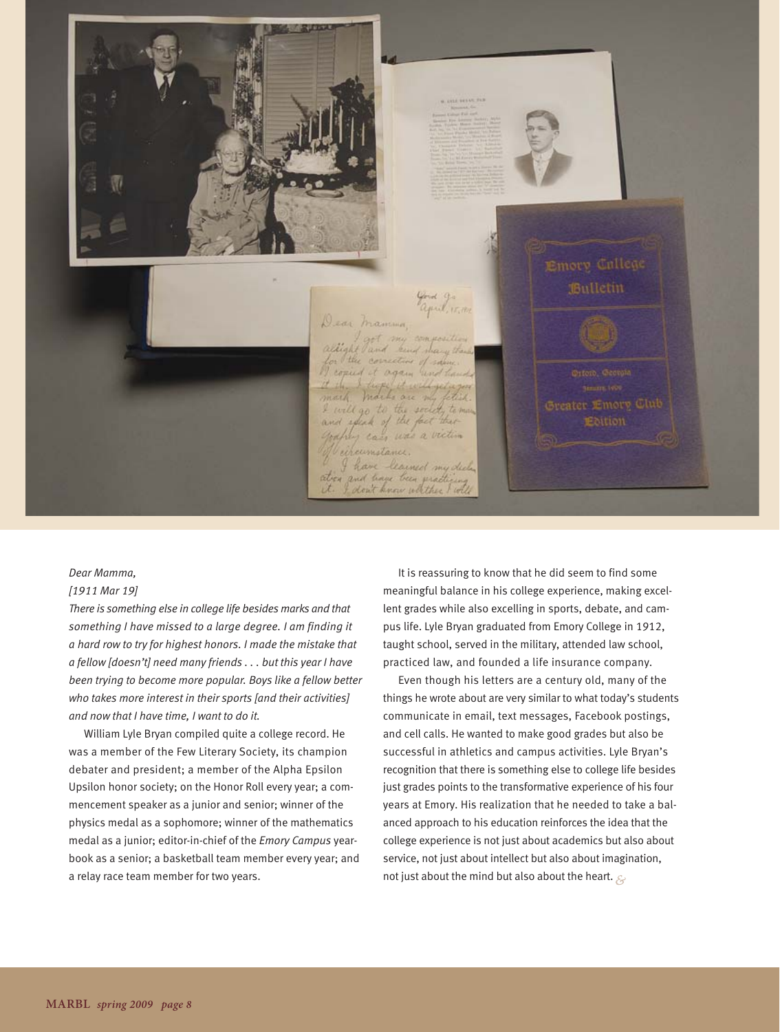*Dear Mamma,*

*[1911 Mar 19]*

*There is something else in college life besides marks and that something I have missed to a large degree. I am finding it a hard row to try for highest honors. I made the mistake that a fellow [doesn't] need many friends . . . but this year I have been trying to become more popular. Boys like a fellow better who takes more interest in their sports [and their activities] and now that I have time, I want to do it.*

William Lyle Bryan compiled quite a college record. He was a member of the Few Literary Society, its champion debater and president; a member of the Alpha Epsilon Upsilon honor society; on the Honor Roll every year; a commencement speaker as a junior and senior; winner of the physics medal as a sophomore; winner of the mathematics medal as a junior; editor-in-chief of the *Emory Campus* yearbook as a senior; a basketball team member every year; and a relay race team member for two years.

It is reassuring to know that he did seem to find some meaningful balance in his college experience, making excellent grades while also excelling in sports, debate, and campus life. Lyle Bryan graduated from Emory College in 1912, taught school, served in the military, attended law school, practiced law, and founded a life insurance company.

Even though his letters are a century old, many of the things he wrote about are very similar to what today's students communicate in email, text messages, Facebook postings, and cell calls. He wanted to make good grades but also be successful in athletics and campus activities. Lyle Bryan's recognition that there is something else to college life besides just grades points to the transformative experience of his four years at Emory. His realization that he needed to take a balanced approach to his education reinforces the idea that the college experience is not just about academics but also about service, not just about intellect but also about imagination, not just about the mind but also about the heart.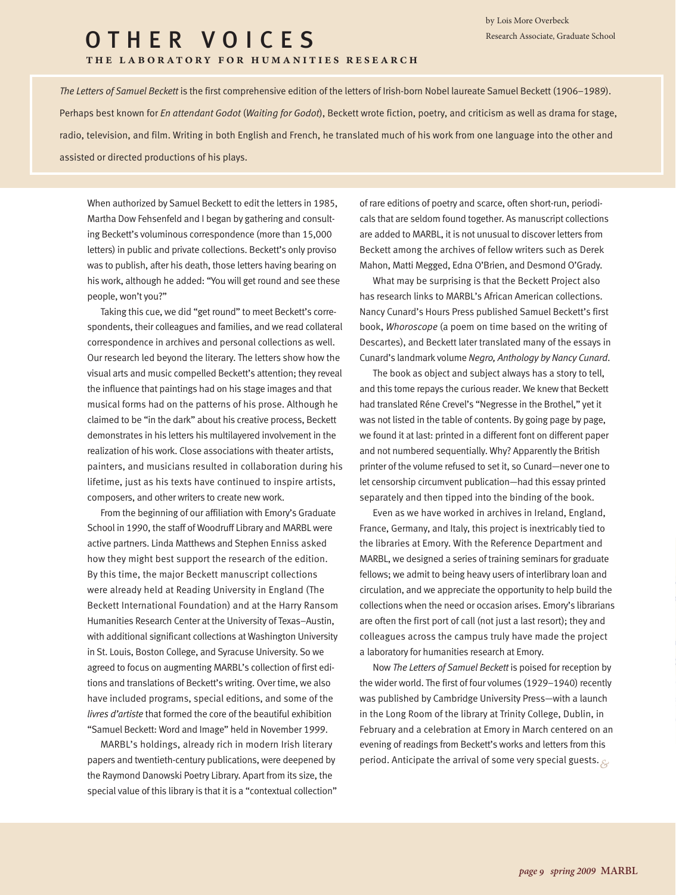# OTHER VOICES

## THE LABORATORY FOR HUMANITIES RESEARCH

by Lois More Overbeck
Research Associate, Graduate School

*The Letters of Samuel Beckett* is the first comprehensive edition of the letters of Irish-born Nobel laureate Samuel Beckett (1906–1989). Perhaps best known for *En attendant Godot* (*Waiting for Godot*), Beckett wrote fiction, poetry, and criticism as well as drama for stage, radio, television, and film. Writing in both English and French, he translated much of his work from one language into the other and assisted or directed productions of his plays.

When authorized by Samuel Beckett to edit the letters in 1985, Martha Dow Fehsenfeld and I began by gathering and consulting Beckett's voluminous correspondence (more than 15,000 letters) in public and private collections. Beckett's only proviso was to publish, after his death, those letters having bearing on his work, although he added: "You will get round and see these people, won't you?"

Taking this cue, we did "get round" to meet Beckett's correspondents, their colleagues and families, and we read collateral correspondence in archives and personal collections as well. Our research led beyond the literary. The letters show how the visual arts and music compelled Beckett's attention; they reveal the influence that paintings had on his stage images and that musical forms had on the patterns of his prose. Although he claimed to be "in the dark" about his creative process, Beckett demonstrates in his letters his multilayered involvement in the realization of his work. Close associations with theater artists, painters, and musicians resulted in collaboration during his lifetime, just as his texts have continued to inspire artists, composers, and other writers to create new work.

From the beginning of our affiliation with Emory's Graduate School in 1990, the staff of Woodruff Library and MARBL were active partners. Linda Matthews and Stephen Enniss asked how they might best support the research of the edition. By this time, the major Beckett manuscript collections were already held at Reading University in England (The Beckett International Foundation) and at the Harry Ransom Humanities Research Center at the University of Texas–Austin, with additional significant collections at Washington University in St. Louis, Boston College, and Syracuse University. So we agreed to focus on augmenting MARBL's collection of first editions and translations of Beckett's writing. Over time, we also have included programs, special editions, and some of the *livres d'artiste* that formed the core of the beautiful exhibition "Samuel Beckett: Word and Image" held in November 1999.

MARBL's holdings, already rich in modern Irish literary papers and twentieth-century publications, were deepened by the Raymond Danowski Poetry Library. Apart from its size, the special value of this library is that it is a "contextual collection" of rare editions of poetry and scarce, often short-run, periodicals that are seldom found together. As manuscript collections are added to MARBL, it is not unusual to discover letters from Beckett among the archives of fellow writers such as Derek Mahon, Matti Megged, Edna O'Brien, and Desmond O'Grady.

What may be surprising is that the Beckett Project also has research links to MARBL's African American collections. Nancy Cunard's Hours Press published Samuel Beckett's first book, *Whoroscope* (a poem on time based on the writing of Descartes), and Beckett later translated many of the essays in Cunard's landmark volume *Negro, Anthology by Nancy Cunard*.

The book as object and subject always has a story to tell, and this tome repays the curious reader. We knew that Beckett had translated Réne Crevel's "Negresse in the Brothel," yet it was not listed in the table of contents. By going page by page, we found it at last: printed in a different font on different paper and not numbered sequentially. Why? Apparently the British printer of the volume refused to set it, so Cunard—never one to let censorship circumvent publication—had this essay printed separately and then tipped into the binding of the book.

Even as we have worked in archives in Ireland, England, France, Germany, and Italy, this project is inextricably tied to the libraries at Emory. With the Reference Department and MARBL, we designed a series of training seminars for graduate fellows; we admit to being heavy users of interlibrary loan and circulation, and we appreciate the opportunity to help build the collections when the need or occasion arises. Emory's librarians are often the first port of call (not just a last resort); they and colleagues across the campus truly have made the project a laboratory for humanities research at Emory.

Now *The Letters of Samuel Beckett* is poised for reception by the wider world. The first of four volumes (1929–1940) recently was published by Cambridge University Press—with a launch in the Long Room of the library at Trinity College, Dublin, in February and a celebration at Emory in March centered on an evening of readings from Beckett's works and letters from this period. Anticipate the arrival of some very special guests.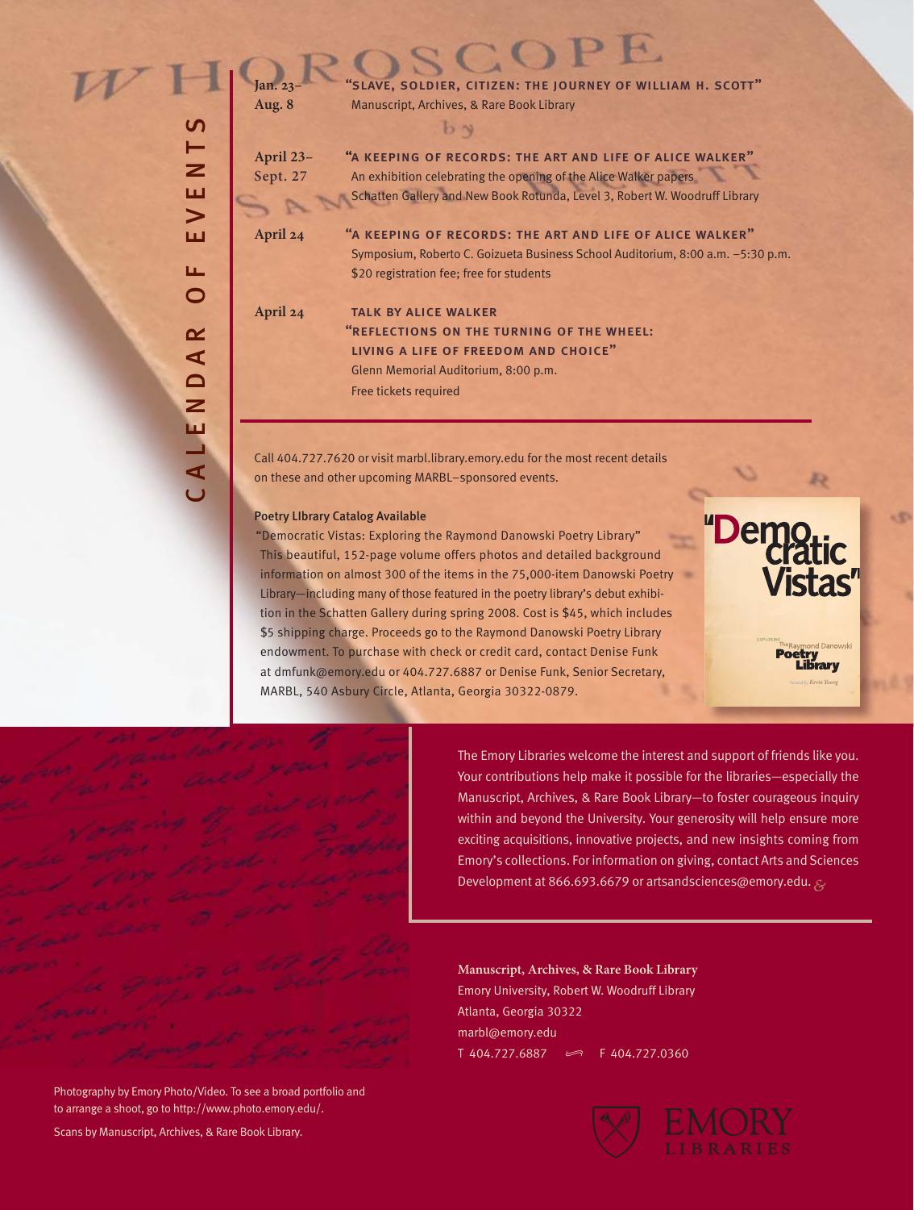# CALENDAR OF EVENTS

| | |
|---|---|
| **Jan. 23–Aug. 8** | **"SLAVE, SOLDIER, CITIZEN: THE JOURNEY OF WILLIAM H. SCOTT"**<br>Manuscript, Archives, & Rare Book Library |
| **April 23–Sept. 27** | **"A KEEPING OF RECORDS: THE ART AND LIFE OF ALICE WALKER"**<br>An exhibition celebrating the opening of the Alice Walker papers<br>Schatten Gallery and New Book Rotunda, Level 3, Robert W. Woodruff Library |
| **April 24** | **"A KEEPING OF RECORDS: THE ART AND LIFE OF ALICE WALKER"**<br>Symposium, Roberto C. Goizueta Business School Auditorium, 8:00 a.m. –5:30 p.m.<br>$20 registration fee; free for students |
| **April 24** | **TALK BY ALICE WALKER**<br>**"REFLECTIONS ON THE TURNING OF THE WHEEL: LIVING A LIFE OF FREEDOM AND CHOICE"**<br>Glenn Memorial Auditorium, 8:00 p.m.<br>Free tickets required |

Call 404.727.7620 or visit marbl.library.emory.edu for the most recent details on these and other upcoming MARBL–sponsored events.

**Poetry LIbrary Catalog Available**

"Democratic Vistas: Exploring the Raymond Danowski Poetry Library" This beautiful, 152-page volume offers photos and detailed background information on almost 300 of the items in the 75,000-item Danowski Poetry Library—including many of those featured in the poetry library's debut exhibition in the Schatten Gallery during spring 2008. Cost is $45, which includes $5 shipping charge. Proceeds go to the Raymond Danowski Poetry Library endowment. To purchase with check or credit card, contact Denise Funk at dmfunk@emory.edu or 404.727.6887 or Denise Funk, Senior Secretary, MARBL, 540 Asbury Circle, Atlanta, Georgia 30322-0879.

The Emory Libraries welcome the interest and support of friends like you. Your contributions help make it possible for the libraries—especially the Manuscript, Archives, & Rare Book Library—to foster courageous inquiry within and beyond the University. Your generosity will help ensure more exciting acquisitions, innovative projects, and new insights coming from Emory's collections. For information on giving, contact Arts and Sciences Development at 866.693.6679 or artsandsciences@emory.edu.

**Manuscript, Archives, & Rare Book Library**
Emory University, Robert W. Woodruff Library
Atlanta, Georgia 30322
marbl@emory.edu
T 404.727.6887 F 404.727.0360

Photography by Emory Photo/Video. To see a broad portfolio and to arrange a shoot, go to http://www.photo.emory.edu/.

Scans by Manuscript, Archives, & Rare Book Library.

EMORY LIBRARIES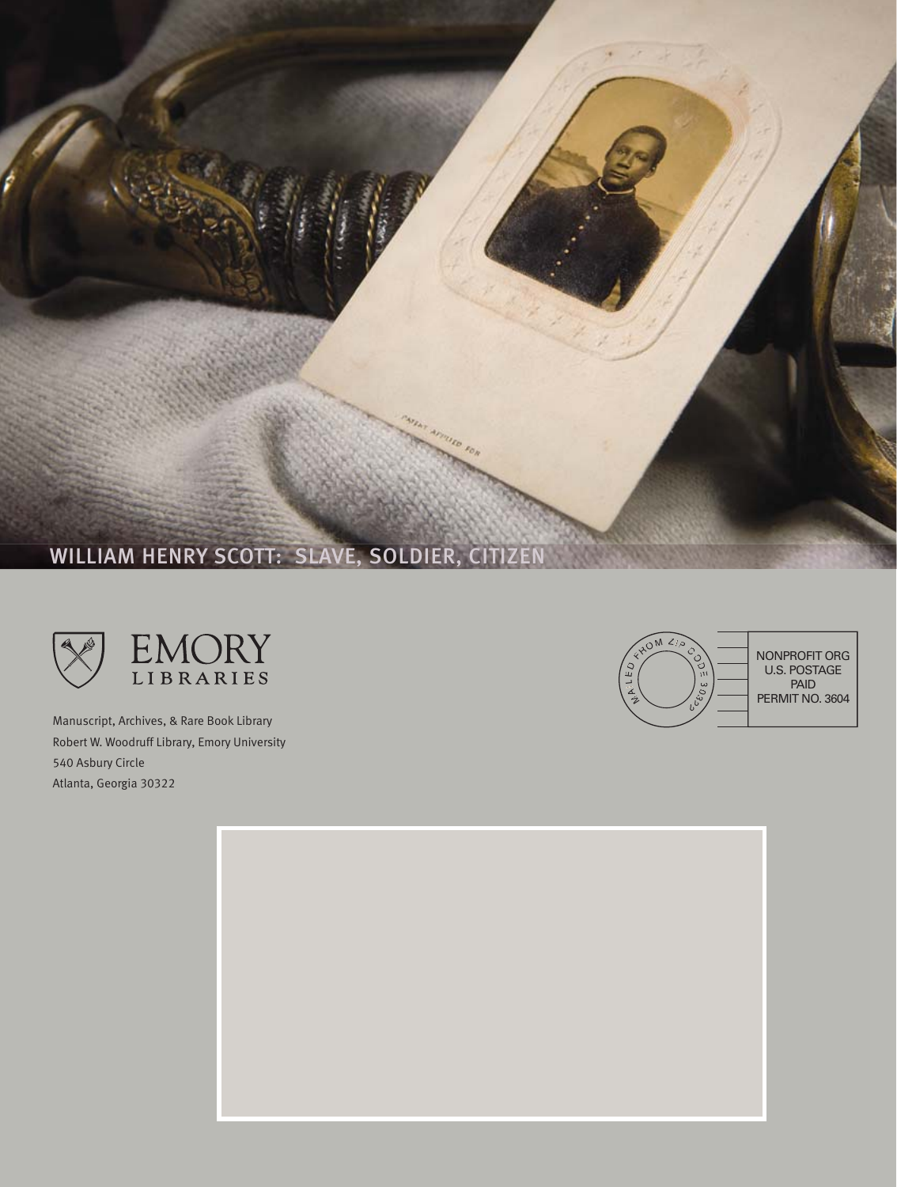WILLIAM HENRY SCOTT: SLAVE, SOLDIER, CITIZEN

EMORY LIBRARIES

Manuscript, Archives, & Rare Book Library
Robert W. Woodruff Library, Emory University
540 Asbury Circle
Atlanta, Georgia 30322

NONPROFIT ORG
U.S. POSTAGE
PAID
PERMIT NO. 3604